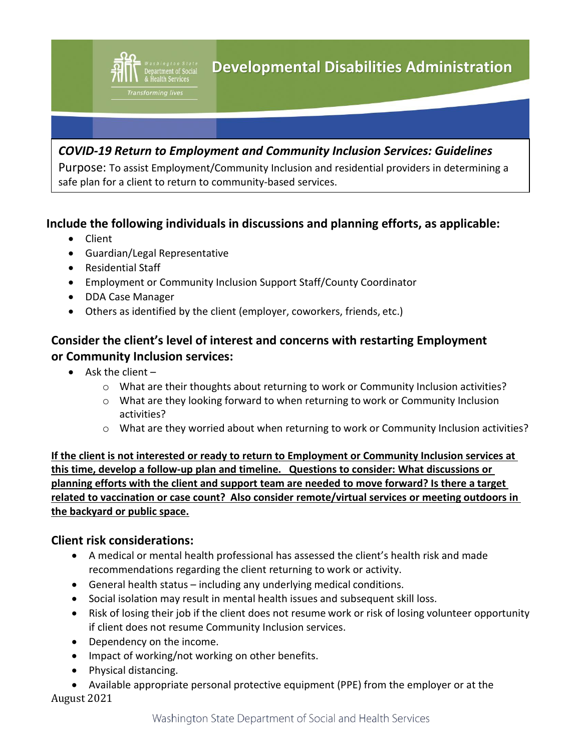# Developmental Disabilities Administration

***COVID-19 Return to Employment and Community Inclusion Services: Guidelines***

Purpose: To assist Employment/Community Inclusion and residential providers in determining a safe plan for a client to return to community-based services.

## Include the following individuals in discussions and planning efforts, as applicable:

- Client
- Guardian/Legal Representative
- Residential Staff
- Employment or Community Inclusion Support Staff/County Coordinator
- DDA Case Manager
- Others as identified by the client (employer, coworkers, friends, etc.)

## Consider the client's level of interest and concerns with restarting Employment or Community Inclusion services:

- Ask the client –
  - What are their thoughts about returning to work or Community Inclusion activities?
  - What are they looking forward to when returning to work or Community Inclusion activities?
  - What are they worried about when returning to work or Community Inclusion activities?

**If the client is not interested or ready to return to Employment or Community Inclusion services at this time, develop a follow-up plan and timeline. Questions to consider: What discussions or planning efforts with the client and support team are needed to move forward? Is there a target related to vaccination or case count? Also consider remote/virtual services or meeting outdoors in the backyard or public space.**

## Client risk considerations:

- A medical or mental health professional has assessed the client's health risk and made recommendations regarding the client returning to work or activity.
- General health status – including any underlying medical conditions.
- Social isolation may result in mental health issues and subsequent skill loss.
- Risk of losing their job if the client does not resume work or risk of losing volunteer opportunity if client does not resume Community Inclusion services.
- Dependency on the income.
- Impact of working/not working on other benefits.
- Physical distancing.
- Available appropriate personal protective equipment (PPE) from the employer or at the

August 2021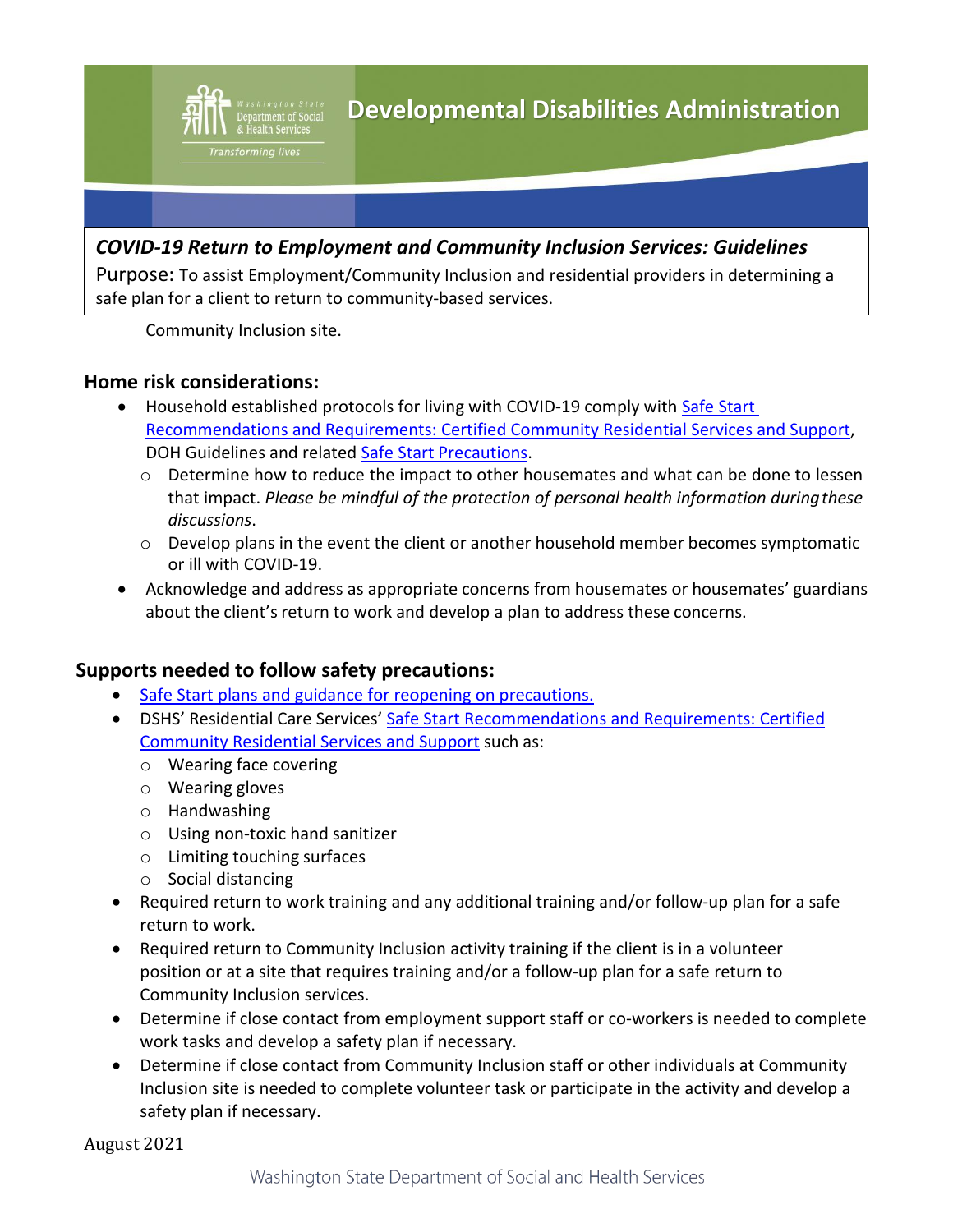## COVID-19 Return to Employment and Community Inclusion Services: Guidelines

Purpose: To assist Employment/Community Inclusion and residential providers in determining a safe plan for a client to return to community-based services.

Community Inclusion site.

## Home risk considerations:

- Household established protocols for living with COVID-19 comply with Safe Start Recommendations and Requirements: Certified Community Residential Services and Support, DOH Guidelines and related Safe Start Precautions.
  - Determine how to reduce the impact to other housemates and what can be done to lessen that impact. *Please be mindful of the protection of personal health information during these discussions*.
  - Develop plans in the event the client or another household member becomes symptomatic or ill with COVID-19.
- Acknowledge and address as appropriate concerns from housemates or housemates' guardians about the client's return to work and develop a plan to address these concerns.

## Supports needed to follow safety precautions:

- Safe Start plans and guidance for reopening on precautions.
- DSHS' Residential Care Services' Safe Start Recommendations and Requirements: Certified Community Residential Services and Support such as:
  - Wearing face covering
  - Wearing gloves
  - Handwashing
  - Using non-toxic hand sanitizer
  - Limiting touching surfaces
  - Social distancing
- Required return to work training and any additional training and/or follow-up plan for a safe return to work.
- Required return to Community Inclusion activity training if the client is in a volunteer position or at a site that requires training and/or a follow-up plan for a safe return to Community Inclusion services.
- Determine if close contact from employment support staff or co-workers is needed to complete work tasks and develop a safety plan if necessary.
- Determine if close contact from Community Inclusion staff or other individuals at Community Inclusion site is needed to complete volunteer task or participate in the activity and develop a safety plan if necessary.

August 2021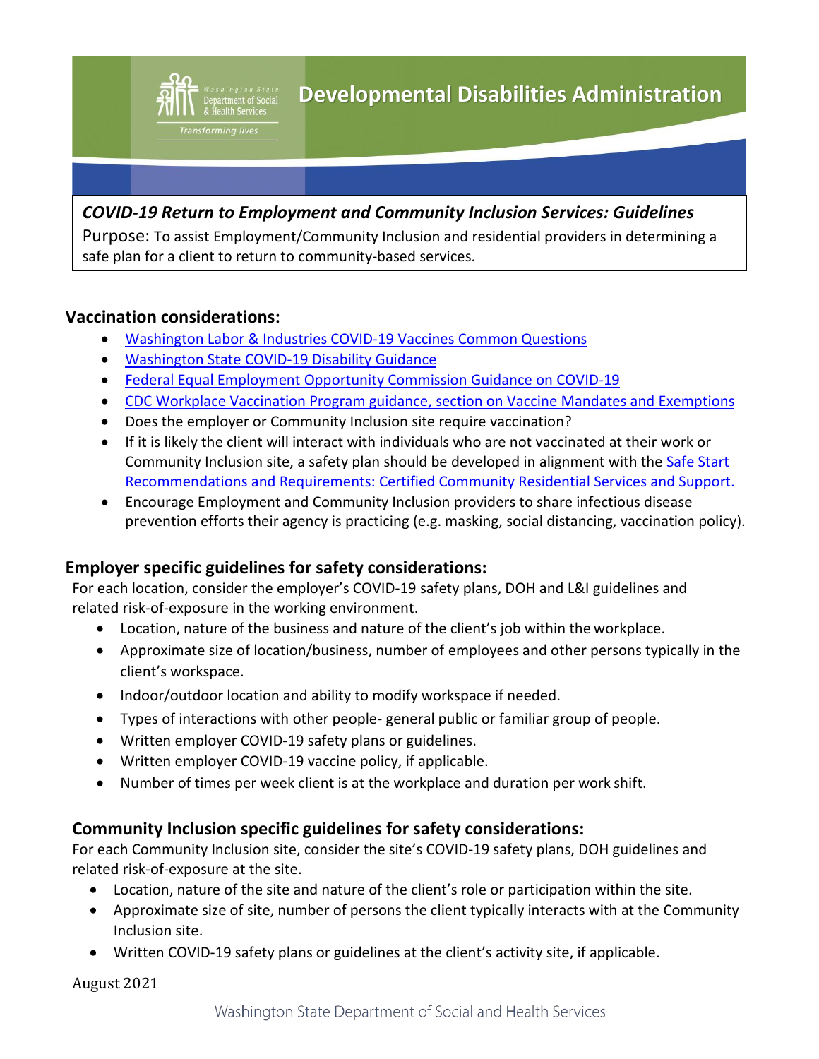Developmental Disabilities Administration

***COVID-19 Return to Employment and Community Inclusion Services: Guidelines***

Purpose: To assist Employment/Community Inclusion and residential providers in determining a safe plan for a client to return to community-based services.

### Vaccination considerations:

- Washington Labor & Industries COVID-19 Vaccines Common Questions
- Washington State COVID-19 Disability Guidance
- Federal Equal Employment Opportunity Commission Guidance on COVID-19
- CDC Workplace Vaccination Program guidance, section on Vaccine Mandates and Exemptions
- Does the employer or Community Inclusion site require vaccination?
- If it is likely the client will interact with individuals who are not vaccinated at their work or Community Inclusion site, a safety plan should be developed in alignment with the Safe Start Recommendations and Requirements: Certified Community Residential Services and Support.
- Encourage Employment and Community Inclusion providers to share infectious disease prevention efforts their agency is practicing (e.g. masking, social distancing, vaccination policy).

### Employer specific guidelines for safety considerations:

For each location, consider the employer's COVID-19 safety plans, DOH and L&I guidelines and related risk-of-exposure in the working environment.

- Location, nature of the business and nature of the client's job within the workplace.
- Approximate size of location/business, number of employees and other persons typically in the client's workspace.
- Indoor/outdoor location and ability to modify workspace if needed.
- Types of interactions with other people- general public or familiar group of people.
- Written employer COVID-19 safety plans or guidelines.
- Written employer COVID-19 vaccine policy, if applicable.
- Number of times per week client is at the workplace and duration per work shift.

### Community Inclusion specific guidelines for safety considerations:

For each Community Inclusion site, consider the site's COVID-19 safety plans, DOH guidelines and related risk-of-exposure at the site.

- Location, nature of the site and nature of the client's role or participation within the site.
- Approximate size of site, number of persons the client typically interacts with at the Community Inclusion site.
- Written COVID-19 safety plans or guidelines at the client's activity site, if applicable.

August 2021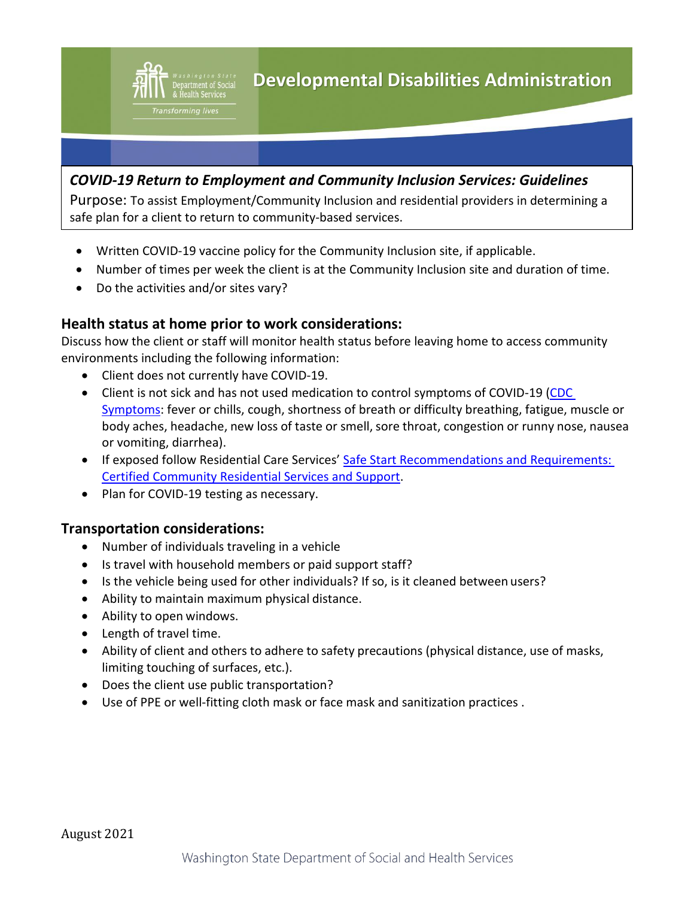# Developmental Disabilities Administration

***COVID-19 Return to Employment and Community Inclusion Services: Guidelines***

Purpose: To assist Employment/Community Inclusion and residential providers in determining a safe plan for a client to return to community-based services.

- Written COVID-19 vaccine policy for the Community Inclusion site, if applicable.
- Number of times per week the client is at the Community Inclusion site and duration of time.
- Do the activities and/or sites vary?

## Health status at home prior to work considerations:

Discuss how the client or staff will monitor health status before leaving home to access community environments including the following information:

- Client does not currently have COVID-19.
- Client is not sick and has not used medication to control symptoms of COVID-19 (CDC Symptoms: fever or chills, cough, shortness of breath or difficulty breathing, fatigue, muscle or body aches, headache, new loss of taste or smell, sore throat, congestion or runny nose, nausea or vomiting, diarrhea).
- If exposed follow Residential Care Services' Safe Start Recommendations and Requirements: Certified Community Residential Services and Support.
- Plan for COVID-19 testing as necessary.

## Transportation considerations:

- Number of individuals traveling in a vehicle
- Is travel with household members or paid support staff?
- Is the vehicle being used for other individuals? If so, is it cleaned between users?
- Ability to maintain maximum physical distance.
- Ability to open windows.
- Length of travel time.
- Ability of client and others to adhere to safety precautions (physical distance, use of masks, limiting touching of surfaces, etc.).
- Does the client use public transportation?
- Use of PPE or well-fitting cloth mask or face mask and sanitization practices .

August 2021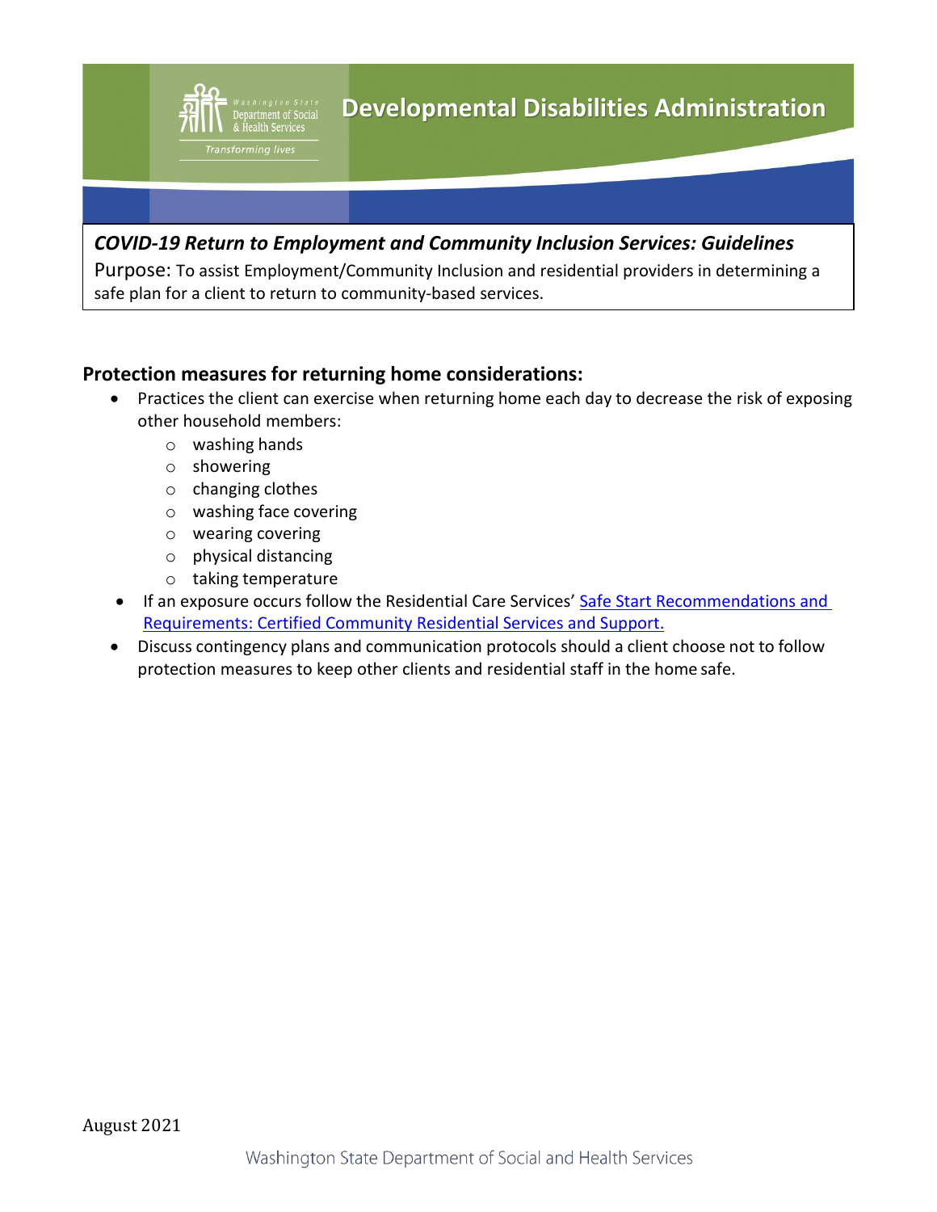# Developmental Disabilities Administration

***COVID-19 Return to Employment and Community Inclusion Services: Guidelines***

Purpose: To assist Employment/Community Inclusion and residential providers in determining a safe plan for a client to return to community-based services.

## Protection measures for returning home considerations:

- Practices the client can exercise when returning home each day to decrease the risk of exposing other household members:
  - washing hands
  - showering
  - changing clothes
  - washing face covering
  - wearing covering
  - physical distancing
  - taking temperature
- If an exposure occurs follow the Residential Care Services' Safe Start Recommendations and Requirements: Certified Community Residential Services and Support.
- Discuss contingency plans and communication protocols should a client choose not to follow protection measures to keep other clients and residential staff in the home safe.

August 2021